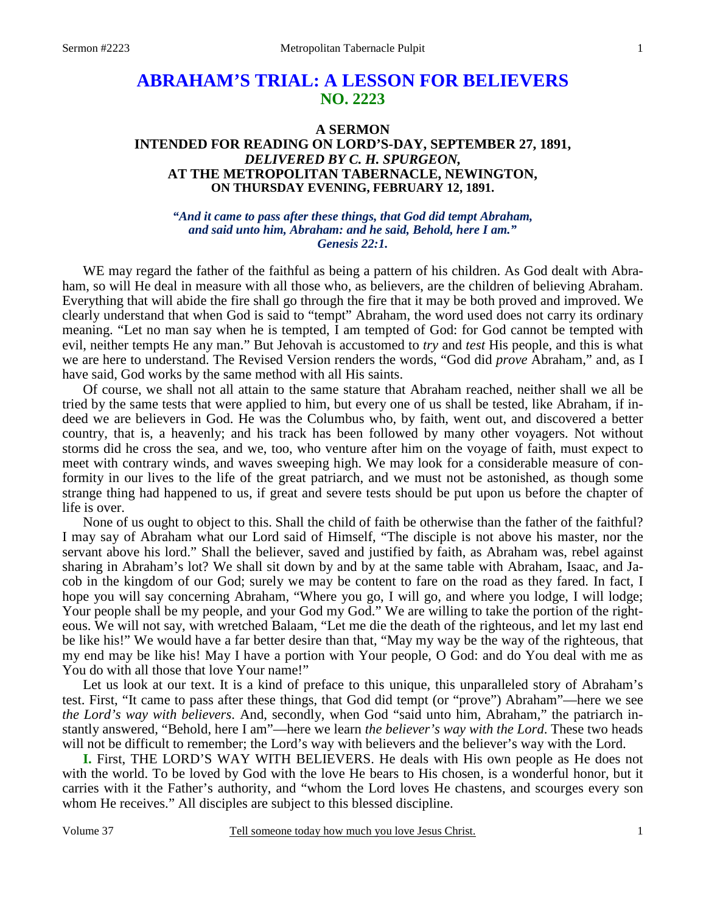# ABRAHAM'S TRIAL: A LESSON FOR BELIEVERS
## NO. 2223

### A SERMON
### INTENDED FOR READING ON LORD'S-DAY, SEPTEMBER 27, 1891,
### *DELIVERED BY C. H. SPURGEON,*
### AT THE METROPOLITAN TABERNACLE, NEWINGTON,
### ON THURSDAY EVENING, FEBRUARY 12, 1891.

*"And it came to pass after these things, that God did tempt Abraham, and said unto him, Abraham: and he said, Behold, here I am." Genesis 22:1.*

WE may regard the father of the faithful as being a pattern of his children. As God dealt with Abraham, so will He deal in measure with all those who, as believers, are the children of believing Abraham. Everything that will abide the fire shall go through the fire that it may be both proved and improved. We clearly understand that when God is said to "tempt" Abraham, the word used does not carry its ordinary meaning. "Let no man say when he is tempted, I am tempted of God: for God cannot be tempted with evil, neither tempts He any man." But Jehovah is accustomed to *try* and *test* His people, and this is what we are here to understand. The Revised Version renders the words, "God did *prove* Abraham," and, as I have said, God works by the same method with all His saints.

Of course, we shall not all attain to the same stature that Abraham reached, neither shall we all be tried by the same tests that were applied to him, but every one of us shall be tested, like Abraham, if indeed we are believers in God. He was the Columbus who, by faith, went out, and discovered a better country, that is, a heavenly; and his track has been followed by many other voyagers. Not without storms did he cross the sea, and we, too, who venture after him on the voyage of faith, must expect to meet with contrary winds, and waves sweeping high. We may look for a considerable measure of conformity in our lives to the life of the great patriarch, and we must not be astonished, as though some strange thing had happened to us, if great and severe tests should be put upon us before the chapter of life is over.

None of us ought to object to this. Shall the child of faith be otherwise than the father of the faithful? I may say of Abraham what our Lord said of Himself, "The disciple is not above his master, nor the servant above his lord." Shall the believer, saved and justified by faith, as Abraham was, rebel against sharing in Abraham's lot? We shall sit down by and by at the same table with Abraham, Isaac, and Jacob in the kingdom of our God; surely we may be content to fare on the road as they fared. In fact, I hope you will say concerning Abraham, "Where you go, I will go, and where you lodge, I will lodge; Your people shall be my people, and your God my God." We are willing to take the portion of the righteous. We will not say, with wretched Balaam, "Let me die the death of the righteous, and let my last end be like his!" We would have a far better desire than that, "May my way be the way of the righteous, that my end may be like his! May I have a portion with Your people, O God: and do You deal with me as You do with all those that love Your name!"

Let us look at our text. It is a kind of preface to this unique, this unparalleled story of Abraham's test. First, "It came to pass after these things, that God did tempt (or "prove") Abraham"—here we see *the Lord's way with believers*. And, secondly, when God "said unto him, Abraham," the patriarch instantly answered, "Behold, here I am"—here we learn *the believer's way with the Lord*. These two heads will not be difficult to remember; the Lord's way with believers and the believer's way with the Lord.

**I.** First, THE LORD'S WAY WITH BELIEVERS. He deals with His own people as He does not with the world. To be loved by God with the love He bears to His chosen, is a wonderful honor, but it carries with it the Father's authority, and "whom the Lord loves He chastens, and scourges every son whom He receives." All disciples are subject to this blessed discipline.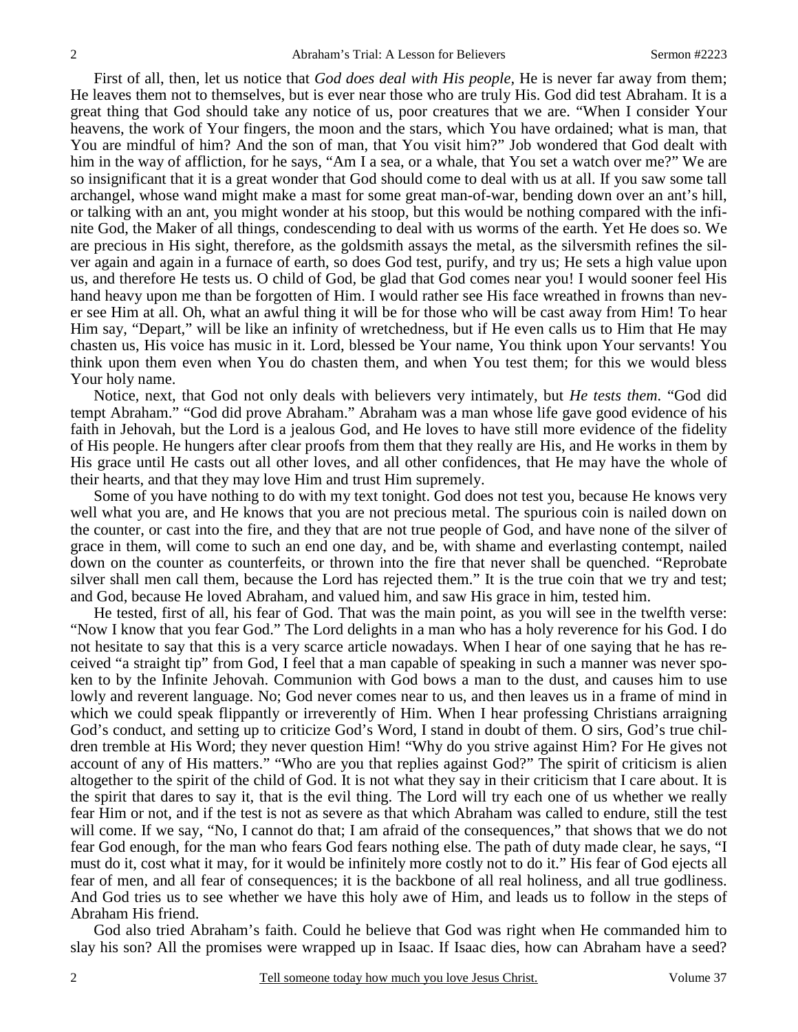First of all, then, let us notice that *God does deal with His people,* He is never far away from them; He leaves them not to themselves, but is ever near those who are truly His. God did test Abraham. It is a great thing that God should take any notice of us, poor creatures that we are. "When I consider Your heavens, the work of Your fingers, the moon and the stars, which You have ordained; what is man, that You are mindful of him? And the son of man, that You visit him?" Job wondered that God dealt with him in the way of affliction, for he says, "Am I a sea, or a whale, that You set a watch over me?" We are so insignificant that it is a great wonder that God should come to deal with us at all. If you saw some tall archangel, whose wand might make a mast for some great man-of-war, bending down over an ant's hill, or talking with an ant, you might wonder at his stoop, but this would be nothing compared with the infinite God, the Maker of all things, condescending to deal with us worms of the earth. Yet He does so. We are precious in His sight, therefore, as the goldsmith assays the metal, as the silversmith refines the silver again and again in a furnace of earth, so does God test, purify, and try us; He sets a high value upon us, and therefore He tests us. O child of God, be glad that God comes near you! I would sooner feel His hand heavy upon me than be forgotten of Him. I would rather see His face wreathed in frowns than never see Him at all. Oh, what an awful thing it will be for those who will be cast away from Him! To hear Him say, "Depart," will be like an infinity of wretchedness, but if He even calls us to Him that He may chasten us, His voice has music in it. Lord, blessed be Your name, You think upon Your servants! You think upon them even when You do chasten them, and when You test them; for this we would bless Your holy name.

Notice, next, that God not only deals with believers very intimately, but *He tests them*. "God did tempt Abraham." "God did prove Abraham." Abraham was a man whose life gave good evidence of his faith in Jehovah, but the Lord is a jealous God, and He loves to have still more evidence of the fidelity of His people. He hungers after clear proofs from them that they really are His, and He works in them by His grace until He casts out all other loves, and all other confidences, that He may have the whole of their hearts, and that they may love Him and trust Him supremely.

Some of you have nothing to do with my text tonight. God does not test you, because He knows very well what you are, and He knows that you are not precious metal. The spurious coin is nailed down on the counter, or cast into the fire, and they that are not true people of God, and have none of the silver of grace in them, will come to such an end one day, and be, with shame and everlasting contempt, nailed down on the counter as counterfeits, or thrown into the fire that never shall be quenched. "Reprobate silver shall men call them, because the Lord has rejected them." It is the true coin that we try and test; and God, because He loved Abraham, and valued him, and saw His grace in him, tested him.

He tested, first of all, his fear of God. That was the main point, as you will see in the twelfth verse: "Now I know that you fear God." The Lord delights in a man who has a holy reverence for his God. I do not hesitate to say that this is a very scarce article nowadays. When I hear of one saying that he has received "a straight tip" from God, I feel that a man capable of speaking in such a manner was never spoken to by the Infinite Jehovah. Communion with God bows a man to the dust, and causes him to use lowly and reverent language. No; God never comes near to us, and then leaves us in a frame of mind in which we could speak flippantly or irreverently of Him. When I hear professing Christians arraigning God's conduct, and setting up to criticize God's Word, I stand in doubt of them. O sirs, God's true children tremble at His Word; they never question Him! "Why do you strive against Him? For He gives not account of any of His matters." "Who are you that replies against God?" The spirit of criticism is alien altogether to the spirit of the child of God. It is not what they say in their criticism that I care about. It is the spirit that dares to say it, that is the evil thing. The Lord will try each one of us whether we really fear Him or not, and if the test is not as severe as that which Abraham was called to endure, still the test will come. If we say, "No, I cannot do that; I am afraid of the consequences," that shows that we do not fear God enough, for the man who fears God fears nothing else. The path of duty made clear, he says, "I must do it, cost what it may, for it would be infinitely more costly not to do it." His fear of God ejects all fear of men, and all fear of consequences; it is the backbone of all real holiness, and all true godliness. And God tries us to see whether we have this holy awe of Him, and leads us to follow in the steps of Abraham His friend.

God also tried Abraham's faith. Could he believe that God was right when He commanded him to slay his son? All the promises were wrapped up in Isaac. If Isaac dies, how can Abraham have a seed?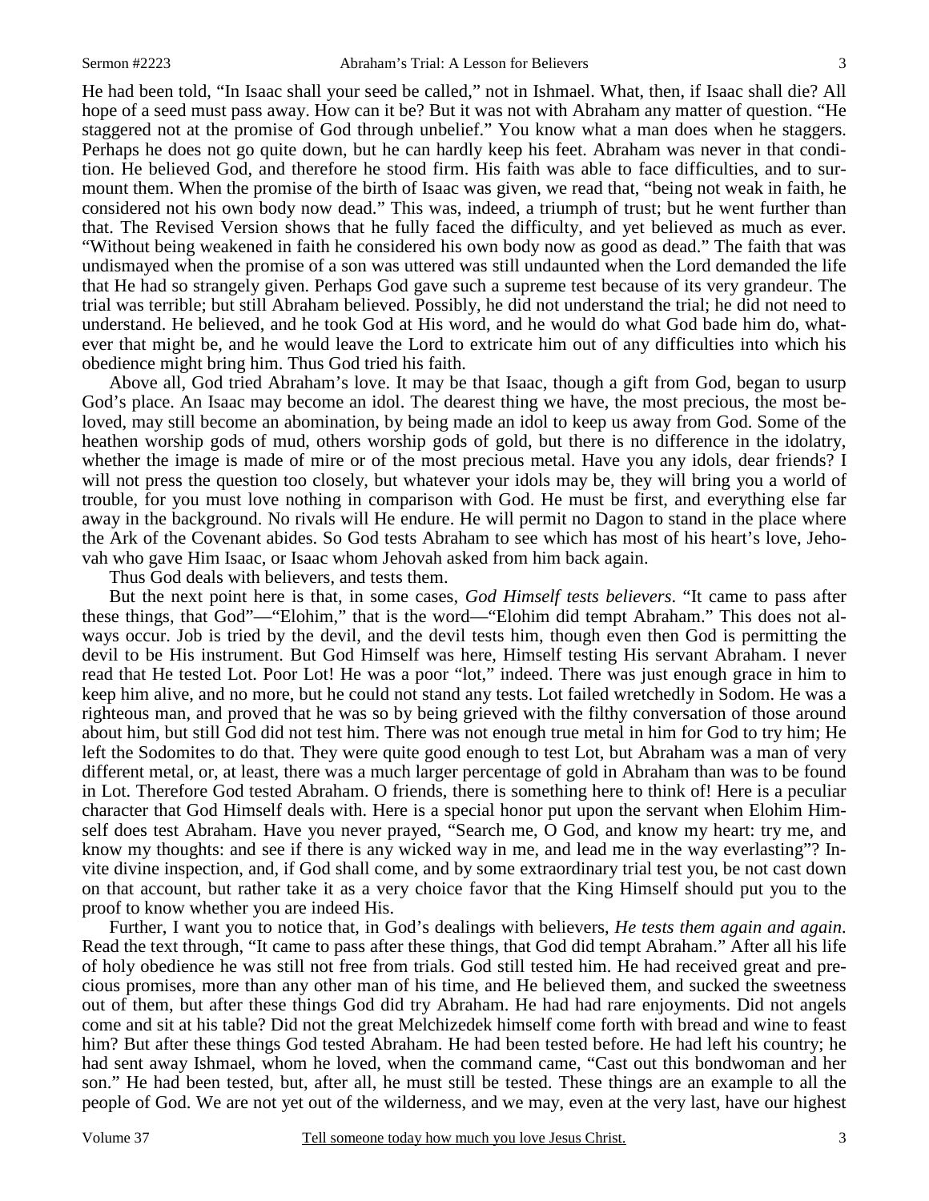He had been told, "In Isaac shall your seed be called," not in Ishmael. What, then, if Isaac shall die? All hope of a seed must pass away. How can it be? But it was not with Abraham any matter of question. "He staggered not at the promise of God through unbelief." You know what a man does when he staggers. Perhaps he does not go quite down, but he can hardly keep his feet. Abraham was never in that condition. He believed God, and therefore he stood firm. His faith was able to face difficulties, and to surmount them. When the promise of the birth of Isaac was given, we read that, "being not weak in faith, he considered not his own body now dead." This was, indeed, a triumph of trust; but he went further than that. The Revised Version shows that he fully faced the difficulty, and yet believed as much as ever. "Without being weakened in faith he considered his own body now as good as dead." The faith that was undismayed when the promise of a son was uttered was still undaunted when the Lord demanded the life that He had so strangely given. Perhaps God gave such a supreme test because of its very grandeur. The trial was terrible; but still Abraham believed. Possibly, he did not understand the trial; he did not need to understand. He believed, and he took God at His word, and he would do what God bade him do, whatever that might be, and he would leave the Lord to extricate him out of any difficulties into which his obedience might bring him. Thus God tried his faith.

Above all, God tried Abraham's love. It may be that Isaac, though a gift from God, began to usurp God's place. An Isaac may become an idol. The dearest thing we have, the most precious, the most beloved, may still become an abomination, by being made an idol to keep us away from God. Some of the heathen worship gods of mud, others worship gods of gold, but there is no difference in the idolatry, whether the image is made of mire or of the most precious metal. Have you any idols, dear friends? I will not press the question too closely, but whatever your idols may be, they will bring you a world of trouble, for you must love nothing in comparison with God. He must be first, and everything else far away in the background. No rivals will He endure. He will permit no Dagon to stand in the place where the Ark of the Covenant abides. So God tests Abraham to see which has most of his heart's love, Jehovah who gave Him Isaac, or Isaac whom Jehovah asked from him back again.

Thus God deals with believers, and tests them.

But the next point here is that, in some cases, *God Himself tests believers*. "It came to pass after these things, that God"—"Elohim," that is the word—"Elohim did tempt Abraham." This does not always occur. Job is tried by the devil, and the devil tests him, though even then God is permitting the devil to be His instrument. But God Himself was here, Himself testing His servant Abraham. I never read that He tested Lot. Poor Lot! He was a poor "lot," indeed. There was just enough grace in him to keep him alive, and no more, but he could not stand any tests. Lot failed wretchedly in Sodom. He was a righteous man, and proved that he was so by being grieved with the filthy conversation of those around about him, but still God did not test him. There was not enough true metal in him for God to try him; He left the Sodomites to do that. They were quite good enough to test Lot, but Abraham was a man of very different metal, or, at least, there was a much larger percentage of gold in Abraham than was to be found in Lot. Therefore God tested Abraham. O friends, there is something here to think of! Here is a peculiar character that God Himself deals with. Here is a special honor put upon the servant when Elohim Himself does test Abraham. Have you never prayed, "Search me, O God, and know my heart: try me, and know my thoughts: and see if there is any wicked way in me, and lead me in the way everlasting"? Invite divine inspection, and, if God shall come, and by some extraordinary trial test you, be not cast down on that account, but rather take it as a very choice favor that the King Himself should put you to the proof to know whether you are indeed His.

Further, I want you to notice that, in God's dealings with believers, *He tests them again and again*. Read the text through, "It came to pass after these things, that God did tempt Abraham." After all his life of holy obedience he was still not free from trials. God still tested him. He had received great and precious promises, more than any other man of his time, and He believed them, and sucked the sweetness out of them, but after these things God did try Abraham. He had had rare enjoyments. Did not angels come and sit at his table? Did not the great Melchizedek himself come forth with bread and wine to feast him? But after these things God tested Abraham. He had been tested before. He had left his country; he had sent away Ishmael, whom he loved, when the command came, "Cast out this bondwoman and her son." He had been tested, but, after all, he must still be tested. These things are an example to all the people of God. We are not yet out of the wilderness, and we may, even at the very last, have our highest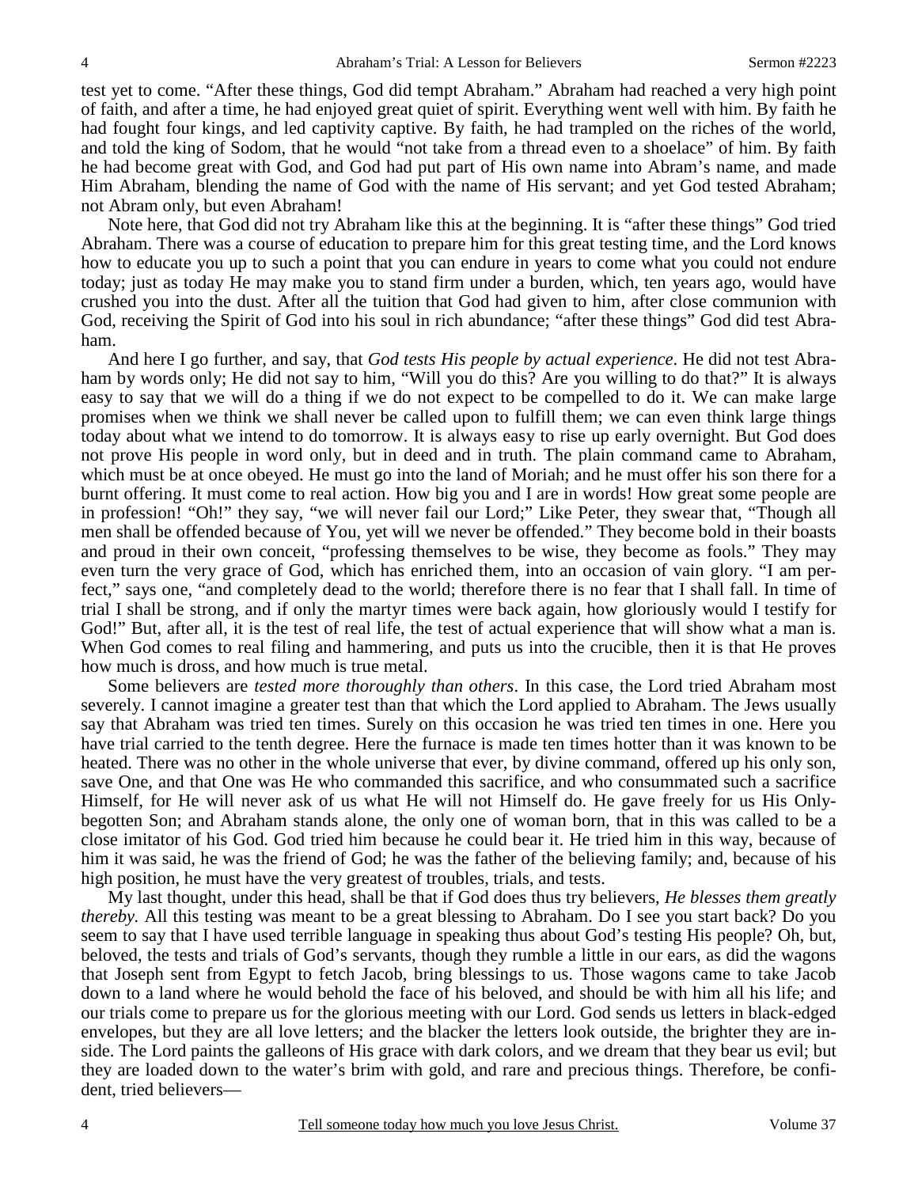test yet to come. "After these things, God did tempt Abraham." Abraham had reached a very high point of faith, and after a time, he had enjoyed great quiet of spirit. Everything went well with him. By faith he had fought four kings, and led captivity captive. By faith, he had trampled on the riches of the world, and told the king of Sodom, that he would "not take from a thread even to a shoelace" of him. By faith he had become great with God, and God had put part of His own name into Abram's name, and made Him Abraham, blending the name of God with the name of His servant; and yet God tested Abraham; not Abram only, but even Abraham!

Note here, that God did not try Abraham like this at the beginning. It is "after these things" God tried Abraham. There was a course of education to prepare him for this great testing time, and the Lord knows how to educate you up to such a point that you can endure in years to come what you could not endure today; just as today He may make you to stand firm under a burden, which, ten years ago, would have crushed you into the dust. After all the tuition that God had given to him, after close communion with God, receiving the Spirit of God into his soul in rich abundance; "after these things" God did test Abraham.

And here I go further, and say, that *God tests His people by actual experience*. He did not test Abraham by words only; He did not say to him, "Will you do this? Are you willing to do that?" It is always easy to say that we will do a thing if we do not expect to be compelled to do it. We can make large promises when we think we shall never be called upon to fulfill them; we can even think large things today about what we intend to do tomorrow. It is always easy to rise up early overnight. But God does not prove His people in word only, but in deed and in truth. The plain command came to Abraham, which must be at once obeyed. He must go into the land of Moriah; and he must offer his son there for a burnt offering. It must come to real action. How big you and I are in words! How great some people are in profession! "Oh!" they say, "we will never fail our Lord;" Like Peter, they swear that, "Though all men shall be offended because of You, yet will we never be offended." They become bold in their boasts and proud in their own conceit, "professing themselves to be wise, they become as fools." They may even turn the very grace of God, which has enriched them, into an occasion of vain glory. "I am perfect," says one, "and completely dead to the world; therefore there is no fear that I shall fall. In time of trial I shall be strong, and if only the martyr times were back again, how gloriously would I testify for God!" But, after all, it is the test of real life, the test of actual experience that will show what a man is. When God comes to real filing and hammering, and puts us into the crucible, then it is that He proves how much is dross, and how much is true metal.

Some believers are *tested more thoroughly than others*. In this case, the Lord tried Abraham most severely. I cannot imagine a greater test than that which the Lord applied to Abraham. The Jews usually say that Abraham was tried ten times. Surely on this occasion he was tried ten times in one. Here you have trial carried to the tenth degree. Here the furnace is made ten times hotter than it was known to be heated. There was no other in the whole universe that ever, by divine command, offered up his only son, save One, and that One was He who commanded this sacrifice, and who consummated such a sacrifice Himself, for He will never ask of us what He will not Himself do. He gave freely for us His Only-begotten Son; and Abraham stands alone, the only one of woman born, that in this was called to be a close imitator of his God. God tried him because he could bear it. He tried him in this way, because of him it was said, he was the friend of God; he was the father of the believing family; and, because of his high position, he must have the very greatest of troubles, trials, and tests.

My last thought, under this head, shall be that if God does thus try believers, *He blesses them greatly thereby.* All this testing was meant to be a great blessing to Abraham. Do I see you start back? Do you seem to say that I have used terrible language in speaking thus about God's testing His people? Oh, but, beloved, the tests and trials of God's servants, though they rumble a little in our ears, as did the wagons that Joseph sent from Egypt to fetch Jacob, bring blessings to us. Those wagons came to take Jacob down to a land where he would behold the face of his beloved, and should be with him all his life; and our trials come to prepare us for the glorious meeting with our Lord. God sends us letters in black-edged envelopes, but they are all love letters; and the blacker the letters look outside, the brighter they are inside. The Lord paints the galleons of His grace with dark colors, and we dream that they bear us evil; but they are loaded down to the water's brim with gold, and rare and precious things. Therefore, be confident, tried believers—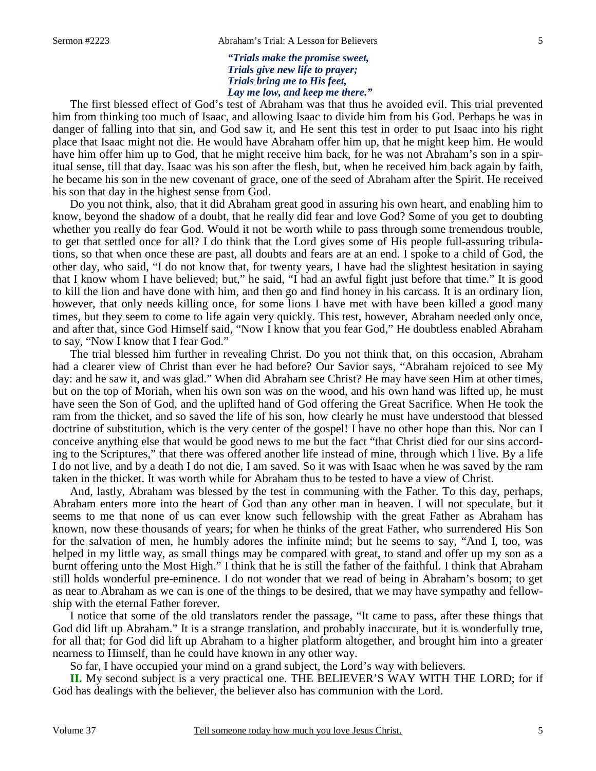***"Trials make the promise sweet,***
***Trials give new life to prayer;***
***Trials bring me to His feet,***
***Lay me low, and keep me there."***

The first blessed effect of God's test of Abraham was that thus he avoided evil. This trial prevented him from thinking too much of Isaac, and allowing Isaac to divide him from his God. Perhaps he was in danger of falling into that sin, and God saw it, and He sent this test in order to put Isaac into his right place that Isaac might not die. He would have Abraham offer him up, that he might keep him. He would have him offer him up to God, that he might receive him back, for he was not Abraham's son in a spiritual sense, till that day. Isaac was his son after the flesh, but, when he received him back again by faith, he became his son in the new covenant of grace, one of the seed of Abraham after the Spirit. He received his son that day in the highest sense from God.

Do you not think, also, that it did Abraham great good in assuring his own heart, and enabling him to know, beyond the shadow of a doubt, that he really did fear and love God? Some of you get to doubting whether you really do fear God. Would it not be worth while to pass through some tremendous trouble, to get that settled once for all? I do think that the Lord gives some of His people full-assuring tribulations, so that when once these are past, all doubts and fears are at an end. I spoke to a child of God, the other day, who said, "I do not know that, for twenty years, I have had the slightest hesitation in saying that I know whom I have believed; but," he said, "I had an awful fight just before that time." It is good to kill the lion and have done with him, and then go and find honey in his carcass. It is an ordinary lion, however, that only needs killing once, for some lions I have met with have been killed a good many times, but they seem to come to life again very quickly. This test, however, Abraham needed only once, and after that, since God Himself said, "Now I know that you fear God," He doubtless enabled Abraham to say, "Now I know that I fear God."

The trial blessed him further in revealing Christ. Do you not think that, on this occasion, Abraham had a clearer view of Christ than ever he had before? Our Savior says, "Abraham rejoiced to see My day: and he saw it, and was glad." When did Abraham see Christ? He may have seen Him at other times, but on the top of Moriah, when his own son was on the wood, and his own hand was lifted up, he must have seen the Son of God, and the uplifted hand of God offering the Great Sacrifice. When He took the ram from the thicket, and so saved the life of his son, how clearly he must have understood that blessed doctrine of substitution, which is the very center of the gospel! I have no other hope than this. Nor can I conceive anything else that would be good news to me but the fact "that Christ died for our sins according to the Scriptures," that there was offered another life instead of mine, through which I live. By a life I do not live, and by a death I do not die, I am saved. So it was with Isaac when he was saved by the ram taken in the thicket. It was worth while for Abraham thus to be tested to have a view of Christ.

And, lastly, Abraham was blessed by the test in communing with the Father. To this day, perhaps, Abraham enters more into the heart of God than any other man in heaven. I will not speculate, but it seems to me that none of us can ever know such fellowship with the great Father as Abraham has known, now these thousands of years; for when he thinks of the great Father, who surrendered His Son for the salvation of men, he humbly adores the infinite mind; but he seems to say, "And I, too, was helped in my little way, as small things may be compared with great, to stand and offer up my son as a burnt offering unto the Most High." I think that he is still the father of the faithful. I think that Abraham still holds wonderful pre-eminence. I do not wonder that we read of being in Abraham's bosom; to get as near to Abraham as we can is one of the things to be desired, that we may have sympathy and fellowship with the eternal Father forever.

I notice that some of the old translators render the passage, "It came to pass, after these things that God did lift up Abraham." It is a strange translation, and probably inaccurate, but it is wonderfully true, for all that; for God did lift up Abraham to a higher platform altogether, and brought him into a greater nearness to Himself, than he could have known in any other way.

So far, I have occupied your mind on a grand subject, the Lord's way with believers.

**II.** My second subject is a very practical one. THE BELIEVER'S WAY WITH THE LORD; for if God has dealings with the believer, the believer also has communion with the Lord.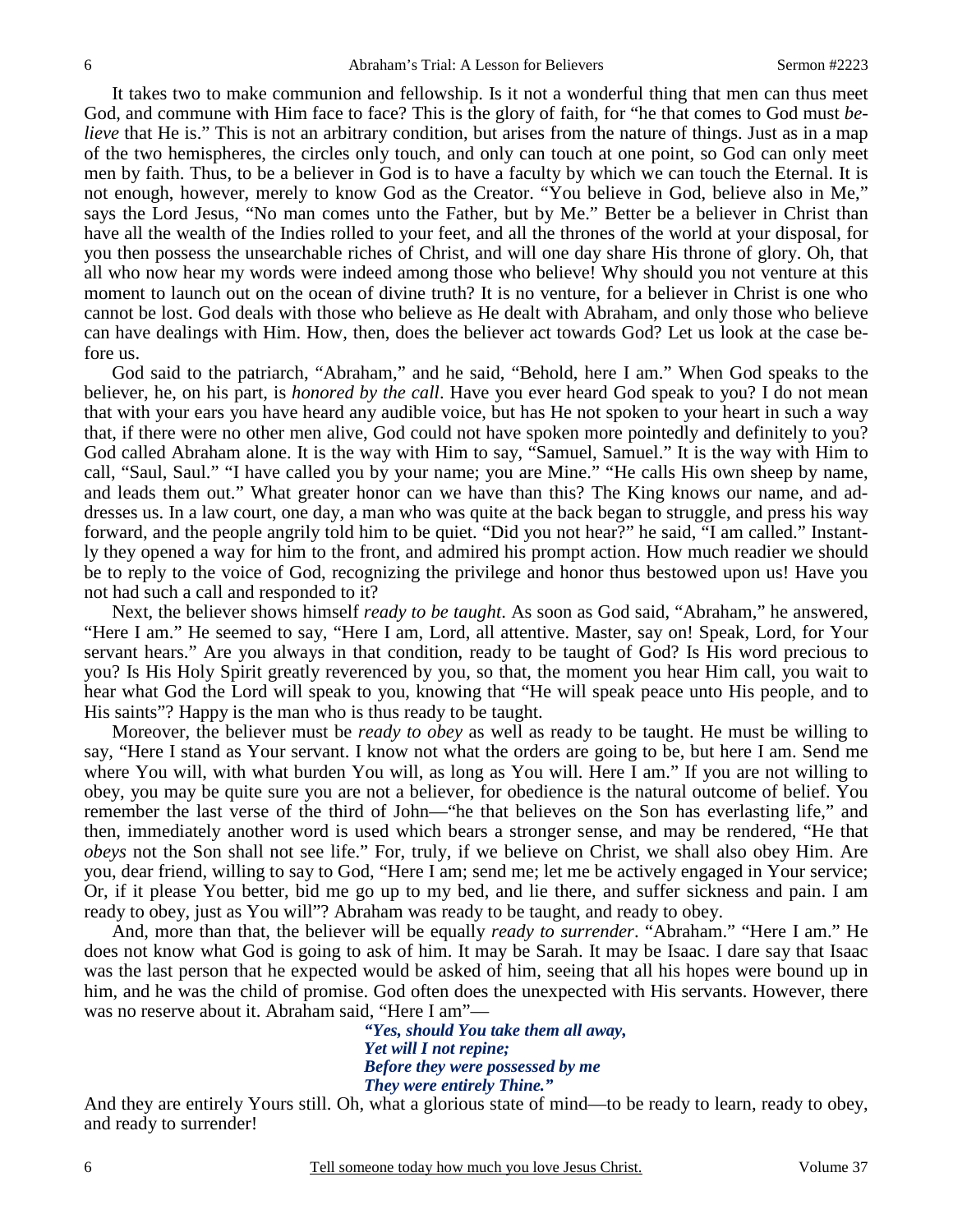It takes two to make communion and fellowship. Is it not a wonderful thing that men can thus meet God, and commune with Him face to face? This is the glory of faith, for "he that comes to God must *believe* that He is." This is not an arbitrary condition, but arises from the nature of things. Just as in a map of the two hemispheres, the circles only touch, and only can touch at one point, so God can only meet men by faith. Thus, to be a believer in God is to have a faculty by which we can touch the Eternal. It is not enough, however, merely to know God as the Creator. "You believe in God, believe also in Me," says the Lord Jesus, "No man comes unto the Father, but by Me." Better be a believer in Christ than have all the wealth of the Indies rolled to your feet, and all the thrones of the world at your disposal, for you then possess the unsearchable riches of Christ, and will one day share His throne of glory. Oh, that all who now hear my words were indeed among those who believe! Why should you not venture at this moment to launch out on the ocean of divine truth? It is no venture, for a believer in Christ is one who cannot be lost. God deals with those who believe as He dealt with Abraham, and only those who believe can have dealings with Him. How, then, does the believer act towards God? Let us look at the case before us.

God said to the patriarch, "Abraham," and he said, "Behold, here I am." When God speaks to the believer, he, on his part, is *honored by the call*. Have you ever heard God speak to you? I do not mean that with your ears you have heard any audible voice, but has He not spoken to your heart in such a way that, if there were no other men alive, God could not have spoken more pointedly and definitely to you? God called Abraham alone. It is the way with Him to say, "Samuel, Samuel." It is the way with Him to call, "Saul, Saul." "I have called you by your name; you are Mine." "He calls His own sheep by name, and leads them out." What greater honor can we have than this? The King knows our name, and addresses us. In a law court, one day, a man who was quite at the back began to struggle, and press his way forward, and the people angrily told him to be quiet. "Did you not hear?" he said, "I am called." Instantly they opened a way for him to the front, and admired his prompt action. How much readier we should be to reply to the voice of God, recognizing the privilege and honor thus bestowed upon us! Have you not had such a call and responded to it?

Next, the believer shows himself *ready to be taught*. As soon as God said, "Abraham," he answered, "Here I am." He seemed to say, "Here I am, Lord, all attentive. Master, say on! Speak, Lord, for Your servant hears." Are you always in that condition, ready to be taught of God? Is His word precious to you? Is His Holy Spirit greatly reverenced by you, so that, the moment you hear Him call, you wait to hear what God the Lord will speak to you, knowing that "He will speak peace unto His people, and to His saints"? Happy is the man who is thus ready to be taught.

Moreover, the believer must be *ready to obey* as well as ready to be taught. He must be willing to say, "Here I stand as Your servant. I know not what the orders are going to be, but here I am. Send me where You will, with what burden You will, as long as You will. Here I am." If you are not willing to obey, you may be quite sure you are not a believer, for obedience is the natural outcome of belief. You remember the last verse of the third of John—"he that believes on the Son has everlasting life," and then, immediately another word is used which bears a stronger sense, and may be rendered, "He that *obeys* not the Son shall not see life." For, truly, if we believe on Christ, we shall also obey Him. Are you, dear friend, willing to say to God, "Here I am; send me; let me be actively engaged in Your service; Or, if it please You better, bid me go up to my bed, and lie there, and suffer sickness and pain. I am ready to obey, just as You will"? Abraham was ready to be taught, and ready to obey.

And, more than that, the believer will be equally *ready to surrender*. "Abraham." "Here I am." He does not know what God is going to ask of him. It may be Sarah. It may be Isaac. I dare say that Isaac was the last person that he expected would be asked of him, seeing that all his hopes were bound up in him, and he was the child of promise. God often does the unexpected with His servants. However, there was no reserve about it. Abraham said, "Here I am"—

> ***"Yes, should You take them all away,***
> ***Yet will I not repine;***
> ***Before they were possessed by me***
> ***They were entirely Thine."***

And they are entirely Yours still. Oh, what a glorious state of mind—to be ready to learn, ready to obey, and ready to surrender!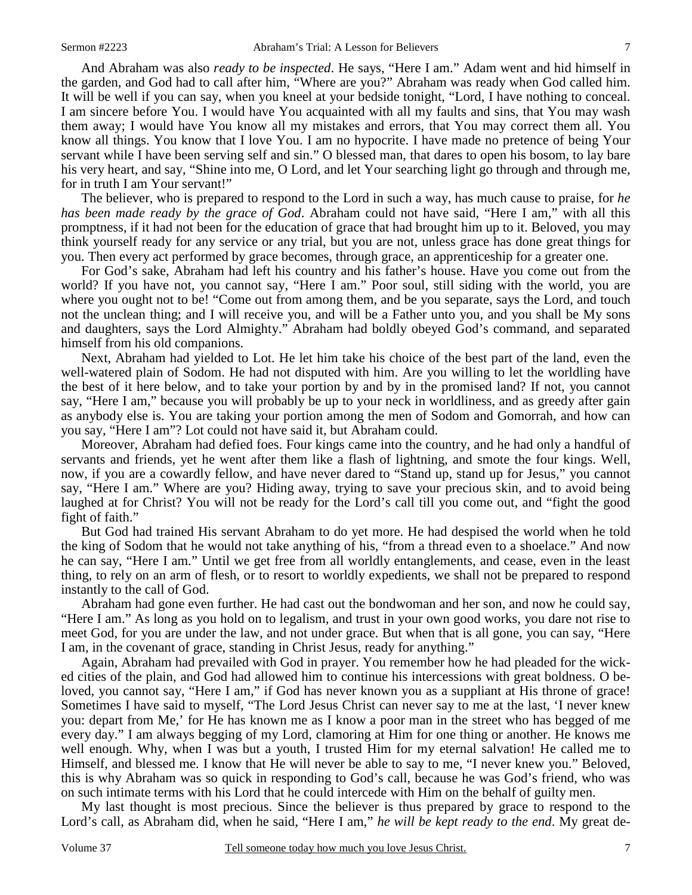And Abraham was also *ready to be inspected*. He says, "Here I am." Adam went and hid himself in the garden, and God had to call after him, "Where are you?" Abraham was ready when God called him. It will be well if you can say, when you kneel at your bedside tonight, "Lord, I have nothing to conceal. I am sincere before You. I would have You acquainted with all my faults and sins, that You may wash them away; I would have You know all my mistakes and errors, that You may correct them all. You know all things. You know that I love You. I am no hypocrite. I have made no pretence of being Your servant while I have been serving self and sin." O blessed man, that dares to open his bosom, to lay bare his very heart, and say, "Shine into me, O Lord, and let Your searching light go through and through me, for in truth I am Your servant!"

The believer, who is prepared to respond to the Lord in such a way, has much cause to praise, for *he has been made ready by the grace of God*. Abraham could not have said, "Here I am," with all this promptness, if it had not been for the education of grace that had brought him up to it. Beloved, you may think yourself ready for any service or any trial, but you are not, unless grace has done great things for you. Then every act performed by grace becomes, through grace, an apprenticeship for a greater one.

For God's sake, Abraham had left his country and his father's house. Have you come out from the world? If you have not, you cannot say, "Here I am." Poor soul, still siding with the world, you are where you ought not to be! "Come out from among them, and be you separate, says the Lord, and touch not the unclean thing; and I will receive you, and will be a Father unto you, and you shall be My sons and daughters, says the Lord Almighty." Abraham had boldly obeyed God's command, and separated himself from his old companions.

Next, Abraham had yielded to Lot. He let him take his choice of the best part of the land, even the well-watered plain of Sodom. He had not disputed with him. Are you willing to let the worldling have the best of it here below, and to take your portion by and by in the promised land? If not, you cannot say, "Here I am," because you will probably be up to your neck in worldliness, and as greedy after gain as anybody else is. You are taking your portion among the men of Sodom and Gomorrah, and how can you say, "Here I am"? Lot could not have said it, but Abraham could.

Moreover, Abraham had defied foes. Four kings came into the country, and he had only a handful of servants and friends, yet he went after them like a flash of lightning, and smote the four kings. Well, now, if you are a cowardly fellow, and have never dared to "Stand up, stand up for Jesus," you cannot say, "Here I am." Where are you? Hiding away, trying to save your precious skin, and to avoid being laughed at for Christ? You will not be ready for the Lord's call till you come out, and "fight the good fight of faith."

But God had trained His servant Abraham to do yet more. He had despised the world when he told the king of Sodom that he would not take anything of his, "from a thread even to a shoelace." And now he can say, "Here I am." Until we get free from all worldly entanglements, and cease, even in the least thing, to rely on an arm of flesh, or to resort to worldly expedients, we shall not be prepared to respond instantly to the call of God.

Abraham had gone even further. He had cast out the bondwoman and her son, and now he could say, "Here I am." As long as you hold on to legalism, and trust in your own good works, you dare not rise to meet God, for you are under the law, and not under grace. But when that is all gone, you can say, "Here I am, in the covenant of grace, standing in Christ Jesus, ready for anything."

Again, Abraham had prevailed with God in prayer. You remember how he had pleaded for the wicked cities of the plain, and God had allowed him to continue his intercessions with great boldness. O beloved, you cannot say, "Here I am," if God has never known you as a suppliant at His throne of grace! Sometimes I have said to myself, "The Lord Jesus Christ can never say to me at the last, 'I never knew you: depart from Me,' for He has known me as I know a poor man in the street who has begged of me every day." I am always begging of my Lord, clamoring at Him for one thing or another. He knows me well enough. Why, when I was but a youth, I trusted Him for my eternal salvation! He called me to Himself, and blessed me. I know that He will never be able to say to me, "I never knew you." Beloved, this is why Abraham was so quick in responding to God's call, because he was God's friend, who was on such intimate terms with his Lord that he could intercede with Him on the behalf of guilty men.

My last thought is most precious. Since the believer is thus prepared by grace to respond to the Lord's call, as Abraham did, when he said, "Here I am," *he will be kept ready to the end*. My great de-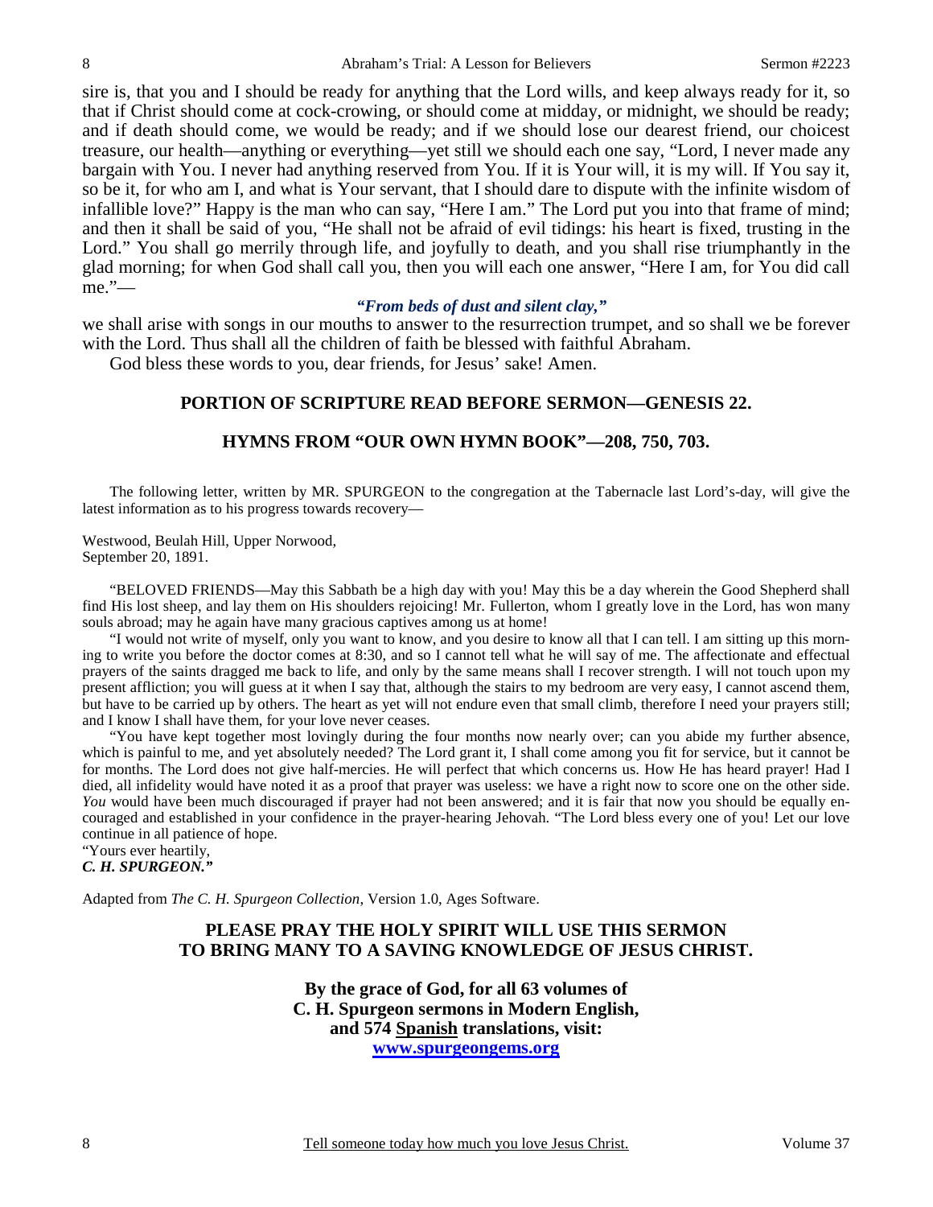sire is, that you and I should be ready for anything that the Lord wills, and keep always ready for it, so that if Christ should come at cock-crowing, or should come at midday, or midnight, we should be ready; and if death should come, we would be ready; and if we should lose our dearest friend, our choicest treasure, our health—anything or everything—yet still we should each one say, "Lord, I never made any bargain with You. I never had anything reserved from You. If it is Your will, it is my will. If You say it, so be it, for who am I, and what is Your servant, that I should dare to dispute with the infinite wisdom of infallible love?" Happy is the man who can say, "Here I am." The Lord put you into that frame of mind; and then it shall be said of you, "He shall not be afraid of evil tidings: his heart is fixed, trusting in the Lord." You shall go merrily through life, and joyfully to death, and you shall rise triumphantly in the glad morning; for when God shall call you, then you will each one answer, "Here I am, for You did call me."—

*"From beds of dust and silent clay,"*

we shall arise with songs in our mouths to answer to the resurrection trumpet, and so shall we be forever with the Lord. Thus shall all the children of faith be blessed with faithful Abraham.

God bless these words to you, dear friends, for Jesus' sake! Amen.

## PORTION OF SCRIPTURE READ BEFORE SERMON—GENESIS 22.

## HYMNS FROM "OUR OWN HYMN BOOK"—208, 750, 703.

The following letter, written by MR. SPURGEON to the congregation at the Tabernacle last Lord's-day, will give the latest information as to his progress towards recovery—

Westwood, Beulah Hill, Upper Norwood,
September 20, 1891.

"BELOVED FRIENDS—May this Sabbath be a high day with you! May this be a day wherein the Good Shepherd shall find His lost sheep, and lay them on His shoulders rejoicing! Mr. Fullerton, whom I greatly love in the Lord, has won many souls abroad; may he again have many gracious captives among us at home!

"I would not write of myself, only you want to know, and you desire to know all that I can tell. I am sitting up this morning to write you before the doctor comes at 8:30, and so I cannot tell what he will say of me. The affectionate and effectual prayers of the saints dragged me back to life, and only by the same means shall I recover strength. I will not touch upon my present affliction; you will guess at it when I say that, although the stairs to my bedroom are very easy, I cannot ascend them, but have to be carried up by others. The heart as yet will not endure even that small climb, therefore I need your prayers still; and I know I shall have them, for your love never ceases.

"You have kept together most lovingly during the four months now nearly over; can you abide my further absence, which is painful to me, and yet absolutely needed? The Lord grant it, I shall come among you fit for service, but it cannot be for months. The Lord does not give half-mercies. He will perfect that which concerns us. How He has heard prayer! Had I died, all infidelity would have noted it as a proof that prayer was useless: we have a right now to score one on the other side. *You* would have been much discouraged if prayer had not been answered; and it is fair that now you should be equally encouraged and established in your confidence in the prayer-hearing Jehovah. "The Lord bless every one of you! Let our love continue in all patience of hope.

"Yours ever heartily,
***C. H. SPURGEON."***

Adapted from *The C. H. Spurgeon Collection*, Version 1.0, Ages Software.

**PLEASE PRAY THE HOLY SPIRIT WILL USE THIS SERMON TO BRING MANY TO A SAVING KNOWLEDGE OF JESUS CHRIST.**

**By the grace of God, for all 63 volumes of C. H. Spurgeon sermons in Modern English, and 574 Spanish translations, visit: www.spurgeongems.org**